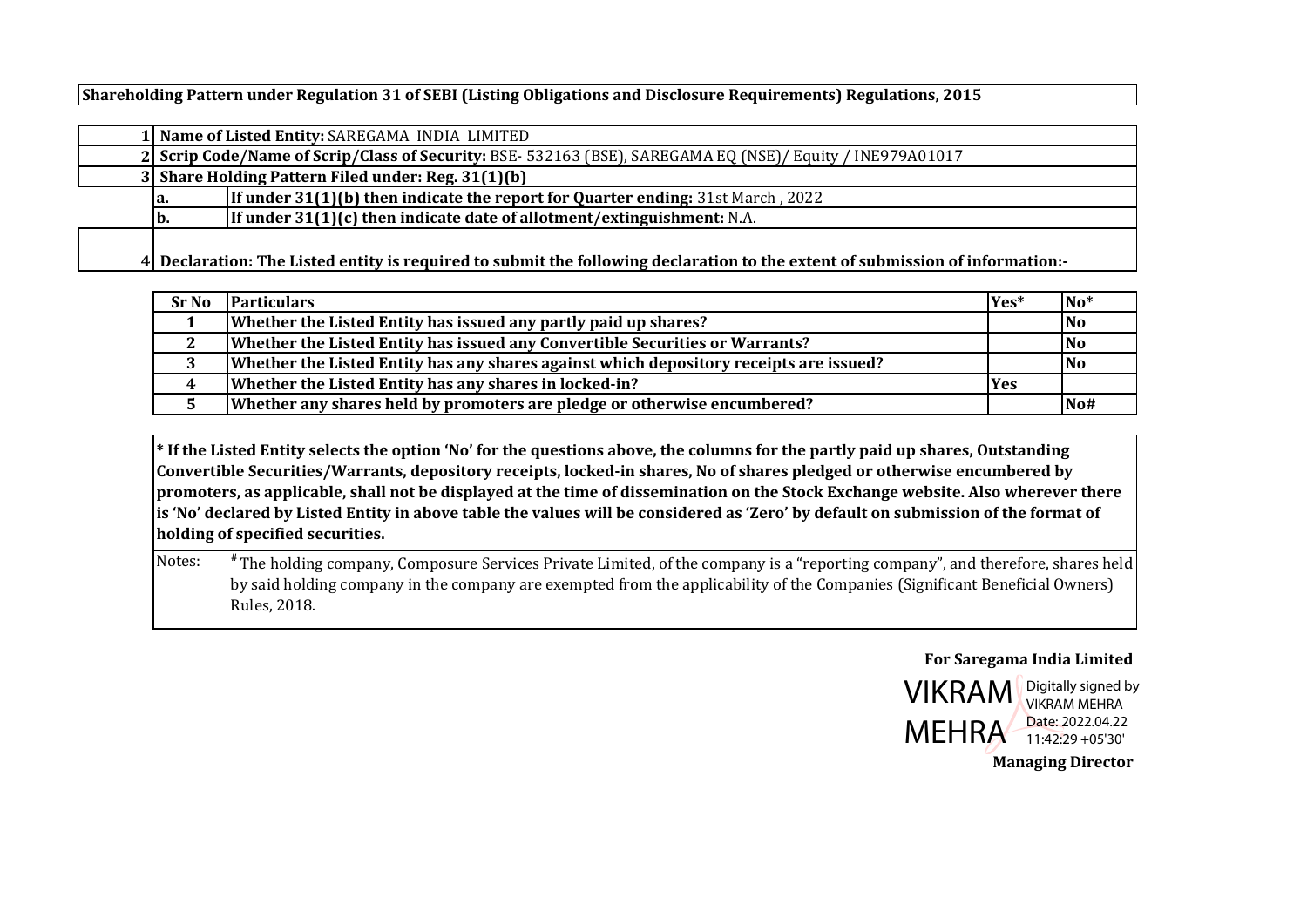**Shareholding Pattern under Regulation 31 of SEBI (Listing Obligations and Disclosure Requirements) Regulations, 2015**

| | | |
|---|---|---|
| 1 | **Name of Listed Entity:** SAREGAMA INDIA LIMITED | |
| 2 | **Scrip Code/Name of Scrip/Class of Security:** BSE- 532163 (BSE), SAREGAMA EQ (NSE)/ Equity / INE979A01017 | |
| 3 | **Share Holding Pattern Filed under: Reg. 31(1)(b)** | |
| | **a.** | **If under 31(1)(b) then indicate the report for Quarter ending:** 31st March , 2022 |
| | **b.** | **If under 31(1)(c) then indicate date of allotment/extinguishment:** N.A. |
| 4 | **Declaration: The Listed entity is required to submit the following declaration to the extent of submission of information:-** | |

| Sr No | Particulars | Yes* | No* |
|---|---|---|---|
| 1 | **Whether the Listed Entity has issued any partly paid up shares?** | | **No** |
| 2 | **Whether the Listed Entity has issued any Convertible Securities or Warrants?** | | **No** |
| 3 | **Whether the Listed Entity has any shares against which depository receipts are issued?** | | **No** |
| 4 | **Whether the Listed Entity has any shares in locked-in?** | **Yes** | |
| 5 | **Whether any shares held by promoters are pledge or otherwise encumbered?** | | **No#** |

**\* If the Listed Entity selects the option 'No' for the questions above, the columns for the partly paid up shares, Outstanding Convertible Securities/Warrants, depository receipts, locked-in shares, No of shares pledged or otherwise encumbered by promoters, as applicable, shall not be displayed at the time of dissemination on the Stock Exchange website. Also wherever there is 'No' declared by Listed Entity in above table the values will be considered as 'Zero' by default on submission of the format of holding of specified securities.**

Notes: # The holding company, Composure Services Private Limited, of the company is a "reporting company", and therefore, shares held by said holding company in the company are exempted from the applicability of the Companies (Significant Beneficial Owners) Rules, 2018.

**For Saregama India Limited**

VIKRAM MEHRA

Digitally signed by VIKRAM MEHRA
Date: 2022.04.22 11:42:29 +05'30'

**Managing Director**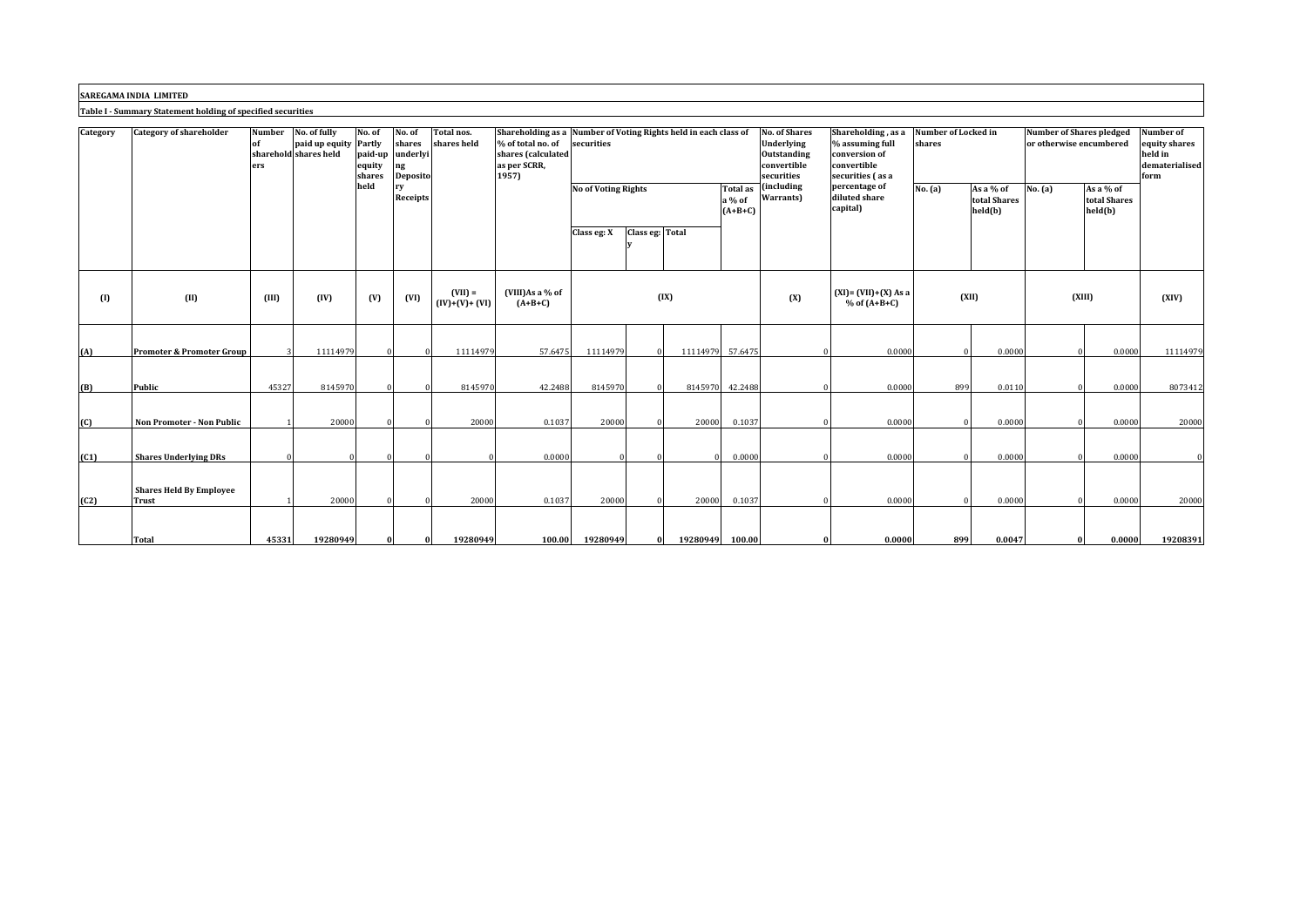**SAREGAMA INDIA LIMITED**

**Table I - Summary Statement holding of specified securities**

| Category | Category of shareholder | Number of shareholders | No. of fully paid up equity shares held | No. of Partly paid-up equity shares held | No. of shares underlying Depository Receipts | Total nos. shares held | Shareholding as a % of total no. of shares (calculated as per SCRR, 1957) | Number of Voting Rights held in each class of securities | | | | No. of Shares Underlying Outstanding convertible securities (including Warrants) | Shareholding , as a % assuming full conversion of convertible securities ( as a percentage of diluted share capital) | Number of Locked in shares | | Number of Shares pledged or otherwise encumbered | | Number of equity shares held in dematerialised form |
|---|---|---|---|---|---|---|---|---|---|---|---|---|---|---|---|---|---|---|
| | | | | | | | | No of Voting Rights | | | Total as a % of (A+B+C) | | | No. (a) | As a % of total Shares held(b) | No. (a) | As a % of total Shares held(b) | |
| | | | | | | | | Class eg: X | Class eg: y | Total | | | | | | | | |
| (I) | (II) | (III) | (IV) | (V) | (VI) | (VII) = (IV)+(V)+ (VI) | (VIII)As a % of (A+B+C) | (IX) | | | | (X) | (XI)= (VII)+(X) As a % of (A+B+C) | (XII) | | (XIII) | | (XIV) |
| (A) | Promoter & Promoter Group | 3 | 11114979 | 0 | 0 | 11114979 | 57.6475 | 11114979 | 0 | 11114979 | 57.6475 | 0 | 0.0000 | 0 | 0.0000 | 0 | 0.0000 | 11114979 |
| (B) | Public | 45327 | 8145970 | 0 | 0 | 8145970 | 42.2488 | 8145970 | 0 | 8145970 | 42.2488 | 0 | 0.0000 | 899 | 0.0110 | 0 | 0.0000 | 8073412 |
| (C) | Non Promoter - Non Public | 1 | 20000 | 0 | 0 | 20000 | 0.1037 | 20000 | 0 | 20000 | 0.1037 | 0 | 0.0000 | 0 | 0.0000 | 0 | 0.0000 | 20000 |
| (C1) | Shares Underlying DRs | 0 | 0 | 0 | 0 | 0 | 0.0000 | 0 | 0 | 0 | 0.0000 | 0 | 0.0000 | 0 | 0.0000 | 0 | 0.0000 | 0 |
| (C2) | Shares Held By Employee Trust | 1 | 20000 | 0 | 0 | 20000 | 0.1037 | 20000 | 0 | 20000 | 0.1037 | 0 | 0.0000 | 0 | 0.0000 | 0 | 0.0000 | 20000 |
| | **Total** | **45331** | **19280949** | **0** | **0** | **19280949** | **100.00** | **19280949** | **0** | **19280949** | **100.00** | **0** | **0.0000** | **899** | **0.0047** | **0** | **0.0000** | **19208391** |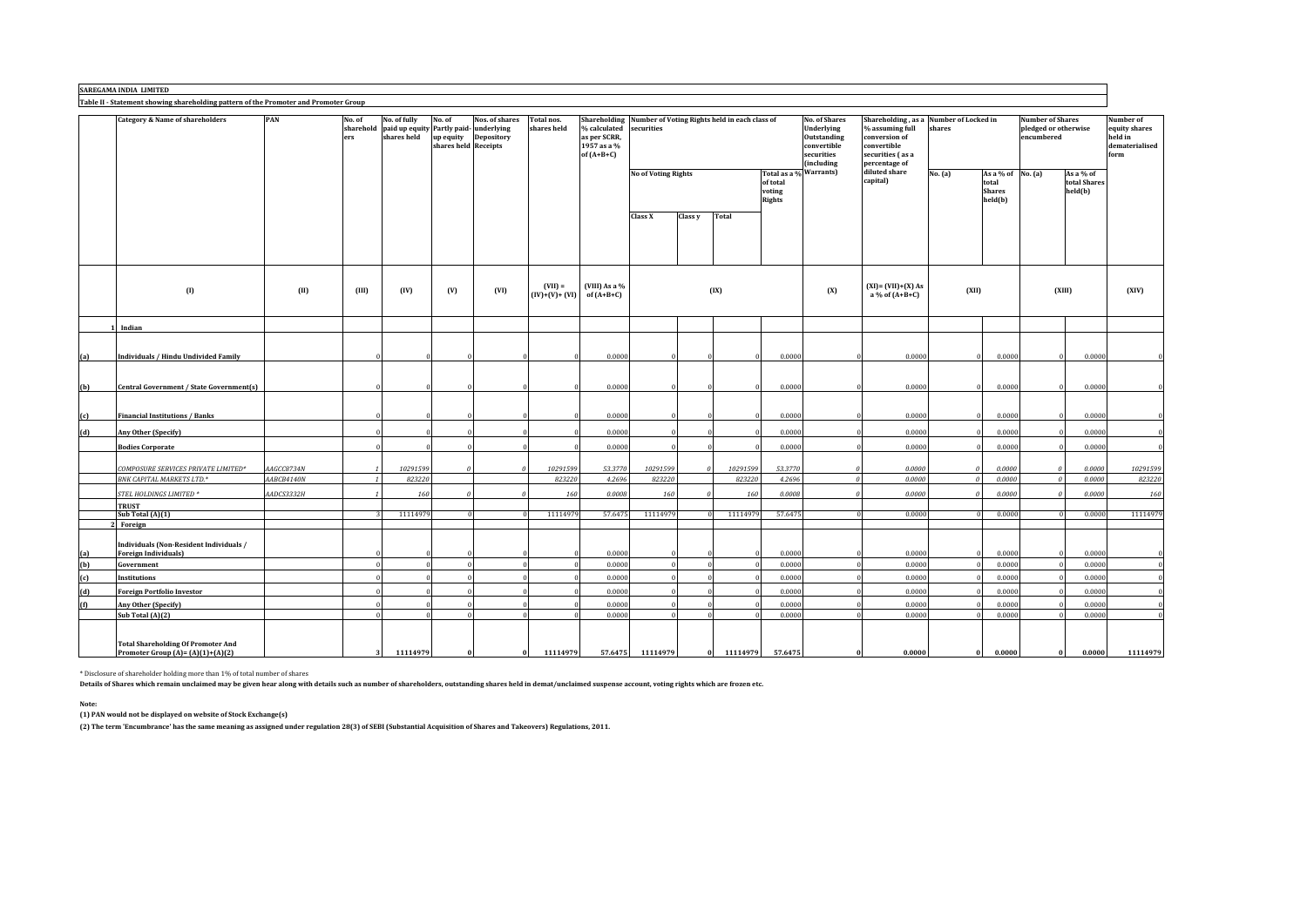**SAREGAMA INDIA LIMITED**

**Table II - Statement showing shareholding pattern of the Promoter and Promoter Group**

| | Category & Name of shareholders | PAN | No. of shareholders | No. of fully paid up equity shares held | No. of Partly paid-up equity shares held | Nos. of shares underlying Depository Receipts | Total nos. shares held | Shareholding % calculated as per SCRR, 1957 as a % of (A+B+C) | Number of Voting Rights held in each class of securities | | | | No. of Shares Underlying Outstanding convertible securities (including Warrants) | Shareholding , as a % assuming full conversion of convertible securities ( as a percentage of diluted share capital) | Number of Locked in shares | | Number of Shares pledged or otherwise encumbered | | Number of equity shares held in dematerialised form |
|---|---|---|---|---|---|---|---|---|---|---|---|---|---|---|---|---|---|---|---|
| | | | | | | | | | No of Voting Rights | | | Total as a % of total voting Rights | | | No. (a) | As a % of total Shares held(b) | No. (a) | As a % of total Shares held(b) | |
| | | | | | | | | | Class X | Class y | Total | | | | | | | | |
| | (I) | (II) | (III) | (IV) | (V) | (VI) | (VII) = (IV)+(V)+ (VI) | (VIII) As a % of (A+B+C) | (IX) | | | | (X) | (XI)= (VII)+(X) As a % of (A+B+C) | (XII) | | (XIII) | | (XIV) |
| 1 | Indian | | | | | | | | | | | | | | | | | | |
| (a) | Individuals / Hindu Undivided Family | | 0 | 0 | 0 | 0 | 0 | 0.0000 | 0 | 0 | 0 | 0.0000 | 0 | 0.0000 | 0 | 0.0000 | 0 | 0.0000 | 0 |
| (b) | Central Government / State Government(s) | | 0 | 0 | 0 | 0 | 0 | 0.0000 | 0 | 0 | 0 | 0.0000 | 0 | 0.0000 | 0 | 0.0000 | 0 | 0.0000 | 0 |
| (c) | Financial Institutions / Banks | | 0 | 0 | 0 | 0 | 0 | 0.0000 | 0 | 0 | 0 | 0.0000 | 0 | 0.0000 | 0 | 0.0000 | 0 | 0.0000 | 0 |
| (d) | Any Other (Specify) | | 0 | 0 | 0 | 0 | 0 | 0.0000 | 0 | 0 | 0 | 0.0000 | 0 | 0.0000 | 0 | 0.0000 | 0 | 0.0000 | 0 |
| | Bodies Corporate | | 0 | 0 | 0 | 0 | 0 | 0.0000 | 0 | 0 | 0 | 0.0000 | 0 | 0.0000 | 0 | 0.0000 | 0 | 0.0000 | 0 |
| | *COMPOSURE SERVICES PRIVATE LIMITED** | *AAGCC8734N* | *1* | *10291599* | *0* | *0* | *10291599* | *53.3770* | *10291599* | *0* | *10291599* | *53.3770* | *0* | *0.0000* | *0* | *0.0000* | *0* | *0.0000* | *10291599* |
| | *BNK CAPITAL MARKETS LTD.** | *AABCB4140N* | *1* | *823220* | | | *823220* | *4.2696* | *823220* | | *823220* | *4.2696* | *0* | *0.0000* | *0* | *0.0000* | *0* | *0.0000* | *823220* |
| | *STEL HOLDINGS LIMITED ** | *AADCS3332H* | *1* | *160* | *0* | *0* | *160* | *0.0008* | *160* | *0* | *160* | *0.0008* | *0* | *0.0000* | *0* | *0.0000* | *0* | *0.0000* | *160* |
| | TRUST | | | | | | | | | | | | | | | | | | |
| | Sub Total (A)(1) | | 3 | 11114979 | 0 | 0 | 11114979 | 57.6475 | 11114979 | 0 | 11114979 | 57.6475 | 0 | 0.0000 | 0 | 0.0000 | 0 | 0.0000 | 11114979 |
| 2 | Foreign | | | | | | | | | | | | | | | | | | |
| (a) | Individuals (Non-Resident Individuals / Foreign Individuals) | | 0 | 0 | 0 | 0 | 0 | 0.0000 | 0 | 0 | 0 | 0.0000 | 0 | 0.0000 | 0 | 0.0000 | 0 | 0.0000 | 0 |
| (b) | Government | | 0 | 0 | 0 | 0 | 0 | 0.0000 | 0 | 0 | 0 | 0.0000 | 0 | 0.0000 | 0 | 0.0000 | 0 | 0.0000 | 0 |
| (c) | Institutions | | 0 | 0 | 0 | 0 | 0 | 0.0000 | 0 | 0 | 0 | 0.0000 | 0 | 0.0000 | 0 | 0.0000 | 0 | 0.0000 | 0 |
| (d) | Foreign Portfolio Investor | | 0 | 0 | 0 | 0 | 0 | 0.0000 | 0 | 0 | 0 | 0.0000 | 0 | 0.0000 | 0 | 0.0000 | 0 | 0.0000 | 0 |
| (f) | Any Other (Specify) | | 0 | 0 | 0 | 0 | 0 | 0.0000 | 0 | 0 | 0 | 0.0000 | 0 | 0.0000 | 0 | 0.0000 | 0 | 0.0000 | 0 |
| | Sub Total (A)(2) | | 0 | 0 | 0 | 0 | 0 | 0.0000 | 0 | 0 | 0 | 0.0000 | 0 | 0.0000 | 0 | 0.0000 | 0 | 0.0000 | 0 |
| | **Total Shareholding Of Promoter And Promoter Group (A)= (A)(1)+(A)(2)** | | **3** | **11114979** | **0** | **0** | **11114979** | **57.6475** | **11114979** | **0** | **11114979** | **57.6475** | **0** | **0.0000** | **0** | **0.0000** | **0** | **0.0000** | **11114979** |

* Disclosure of shareholder holding more than 1% of total number of shares

**Details of Shares which remain unclaimed may be given hear along with details such as number of shareholders, outstanding shares held in demat/unclaimed suspense account, voting rights which are frozen etc.**

**Note:**

**(1) PAN would not be displayed on website of Stock Exchange(s)**

**(2) The term 'Encumbrance' has the same meaning as assigned under regulation 28(3) of SEBI (Substantial Acquisition of Shares and Takeovers) Regulations, 2011.**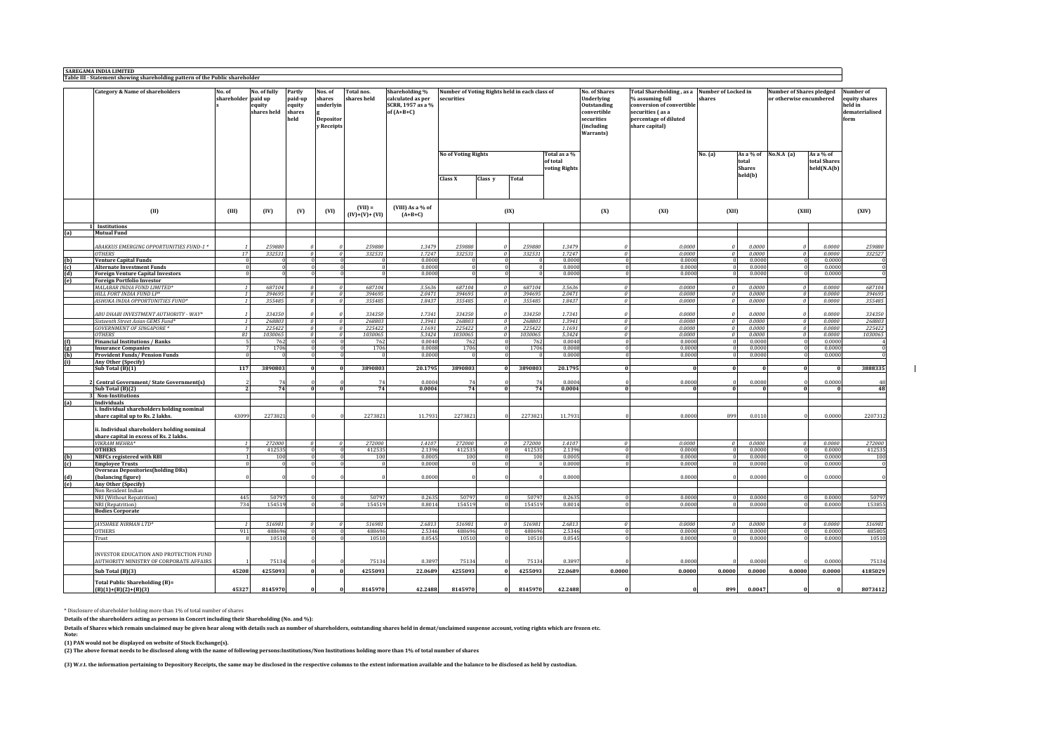**SAREGAMA INDIA LIMITED**

**Table III - Statement showing shareholding pattern of the Public shareholder**

| | Category & Name of shareholders | No. of shareholders | No. of fully paid up equity shares held | Partly paid-up equity shares held | Nos. of shares underlying Depository Receipts | Total nos. shares held | Shareholding % calculated as per SCRR, 1957 as a % of (A+B+C) | Number of Voting Rights held in each class of securities | | | | No. of Shares Underlying Outstanding convertible securities (including Warrants) | Total Shareholding , as a % assuming full conversion of convertible securities ( as a percentage of diluted share capital) | Number of Locked in shares | | Number of Shares pledged or otherwise encumbered | | Number of equity shares held in dematerialised form |
|---|---|---|---|---|---|---|---|---|---|---|---|---|---|---|---|---|---|---|
| | | | | | | | | No of Voting Rights | | | Total as a % of total voting Rights | | | No. (a) | As a % of total Shares held(b) | No.N.A (a) | As a % of total Shares held(N.A(b) | |
| | | | | | | | | Class X | Class y | Total | | | | | | | | |
| | (II) | (III) | (IV) | (V) | (VI) | (VII) = (IV)+(V)+ (VI) | (VIII) As a % of (A+B+C) | (IX) | | | | (X) | (XI) | (XII) | | (XIII) | | (XIV) |
| 1 | Institutions | | | | | | | | | | | | | | | | | |
| (a) | Mutual Fund | | | | | | | | | | | | | | | | | |
| | *ABAKKUS EMERGING OPPORTUNITIES FUND-1 \** | 1 | 259880 | 0 | 0 | 259880 | 1.3479 | 259880 | 0 | 259880 | 1.3479 | 0 | 0.0000 | 0 | 0.0000 | 0 | 0.0000 | 259880 |
| | *OTHERS* | 17 | 332531 | 0 | 0 | 332531 | 1.7247 | 332531 | 0 | 332531 | 1.7247 | 0 | 0.0000 | 0 | 0.0000 | 0 | 0.0000 | 332527 |
| (b) | Venture Capital Funds | 0 | 0 | 0 | 0 | 0 | 0.0000 | 0 | 0 | 0 | 0.0000 | 0 | 0.0000 | 0 | 0.0000 | 0 | 0.0000 | 0 |
| (c) | Alternate Investment Funds | 0 | 0 | 0 | 0 | 0 | 0.0000 | 0 | 0 | 0 | 0.0000 | 0 | 0.0000 | 0 | 0.0000 | 0 | 0.0000 | 0 |
| (d) | Foreign Venture Capital Investors | 0 | 0 | 0 | 0 | 0 | 0.0000 | 0 | 0 | 0 | 0.0000 | 0 | 0.0000 | 0 | 0.0000 | 0 | 0.0000 | 0 |
| (e) | Foreign Portfolio Investor | | | | | | | | | | | | | | | | | |
| | *MALABAR INDIA FUND LIMITED\** | 1 | 687104 | 0 | 0 | 687104 | 3.5636 | 687104 | 0 | 687104 | 3.5636 | 0 | 0.0000 | 0 | 0.0000 | 0 | 0.0000 | 687104 |
| | *HILL FORT INDIA FUND LP\** | 1 | 394695 | 0 | 0 | 394695 | 2.0471 | 394695 | 0 | 394695 | 2.0471 | 0 | 0.0000 | 0 | 0.0000 | 0 | 0.0000 | 394695 |
| | *ASHOKA INDIA OPPORTUNITIES FUND\** | 1 | 355485 | 0 | 0 | 355485 | 1.8437 | 355485 | 0 | 355485 | 1.8437 | 0 | 0.0000 | 0 | 0.0000 | 0 | 0.0000 | 355485 |
| | *ABU DHABI INVESTMENT AUTHORITY - WAY\** | 1 | 334350 | 0 | 0 | 334350 | 1.7341 | 334350 | 0 | 334350 | 1.7341 | 0 | 0.0000 | 0 | 0.0000 | 0 | 0.0000 | 334350 |
| | *Sixteenth Street Asian GEMS Fund\** | 1 | 268803 | 0 | 0 | 268803 | 1.3941 | 268803 | 0 | 268803 | 1.3941 | 0 | 0.0000 | 0 | 0.0000 | 0 | 0.0000 | 268803 |
| | *GOVERNMENT OF SINGAPORE \** | 1 | 225422 | 0 | 0 | 225422 | 1.1691 | 225422 | 0 | 225422 | 1.1691 | 0 | 0.0000 | 0 | 0.0000 | 0 | 0.0000 | 225422 |
| | *OTHERS* | 81 | 1030065 | 0 | 0 | 1030065 | 5.3424 | 1030065 | 0 | 1030065 | 5.3424 | 0 | 0.0000 | 0 | 0.0000 | 0 | 0.0000 | 1030065 |
| (f) | Financial Institutions / Banks | 5 | 762 | 0 | 0 | 762 | 0.0040 | 762 | 0 | 762 | 0.0040 | 0 | 0.0000 | 0 | 0.0000 | 0 | 0.0000 | 4 |
| (g) | Insurance Companies | 7 | 1706 | 0 | 0 | 1706 | 0.0088 | 1706 | 0 | 1706 | 0.0088 | 0 | 0.0000 | 0 | 0.0000 | 0 | 0.0000 | 0 |
| (h) | Provident Funds/ Pension Funds | 0 | 0 | 0 | 0 | 0 | 0.0000 | 0 | 0 | 0 | 0.0000 | 0 | 0.0000 | 0 | 0.0000 | 0 | 0.0000 | 0 |
| (i) | Any Other (Specify) | | | | | | | | | | | | | | | | | |
| | **Sub Total (B)(1)** | **117** | **3890803** | **0** | **0** | **3890803** | **20.1795** | **3890803** | **0** | **3890803** | **20.1795** | **0** | **0** | **0** | **0** | **0** | **0** | **3888335** |
| 2 | Central Government/ State Government(s) | 2 | 74 | 0 | 0 | 74 | 0.0004 | 74 | 0 | 74 | 0.0004 | 0 | 0.0000 | 0 | 0.0000 | 0 | 0.0000 | 48 |
| | **Sub Total (B)(2)** | **2** | **74** | **0** | **0** | **74** | **0.0004** | **74** | **0** | **74** | **0.0004** | **0** | **0** | **0** | **0** | **0** | **0** | **48** |
| 3 | Non-Institutions | | | | | | | | | | | | | | | | | |
| (a) | Individuals | | | | | | | | | | | | | | | | | |
| | i. Individual shareholders holding nominal share capital up to Rs. 2 lakhs. | 43099 | 2273821 | 0 | 0 | 2273821 | 11.7931 | 2273821 | 0 | 2273821 | 11.7931 | 0 | 0.0000 | 899 | 0.0110 | 0 | 0.0000 | 2207312 |
| | ii. Individual shareholders holding nominal share capital in excess of Rs. 2 lakhs. | | | | | | | | | | | | | | | | | |
| | *VIKRAM MEHRA\** | 1 | 272000 | 0 | 0 | 272000 | 1.4107 | 272000 | 0 | 272000 | 1.4107 | 0 | 0.0000 | 0 | 0.0000 | 0 | 0.0000 | 272000 |
| | *OTHERS* | 7 | 412535 | 0 | 0 | 412535 | 2.1396 | 412535 | 0 | 412535 | 2.1396 | 0 | 0.0000 | 0 | 0.0000 | 0 | 0.0000 | 412535 |
| (b) | NBFCs registered with RBI | 1 | 100 | 0 | 0 | 100 | 0.0005 | 100 | 0 | 100 | 0.0005 | 0 | 0.0000 | 0 | 0.0000 | 0 | 0.0000 | 100 |
| (c) | Employee Trusts | 0 | 0 | 0 | 0 | 0 | 0.0000 | 0 | 0 | 0 | 0.0000 | 0 | 0.0000 | 0 | 0.0000 | 0 | 0.0000 | 0 |
| (d) | Overseas Depositories(holding DRs) (balancing figure) | 0 | 0 | 0 | 0 | 0 | 0.0000 | 0 | 0 | 0 | 0.0000 | | 0.0000 | 0 | 0.0000 | 0 | 0.0000 | 0 |
| (e) | Any Other (Specify) | | | | | | | | | | | | | | | | | |
| | Non Resident Indian | | | | | | | | | | | | | | | | | |
| | NRI (Without Repatrition) | 445 | 50797 | 0 | 0 | 50797 | 0.2635 | 50797 | 0 | 50797 | 0.2635 | 0 | 0.0000 | 0 | 0.0000 | 0 | 0.0000 | 50797 |
| | NRI (Repatrition) | 734 | 154519 | 0 | 0 | 154519 | 0.8014 | 154519 | 0 | 154519 | 0.8014 | 0 | 0.0000 | 0 | 0.0000 | 0 | 0.0000 | 153855 |
| | Bodies Corporate | | | | | | | | | | | | | | | | | |
| | *JAYSHREE NIRMAN LTD\** | 1 | 516981 | 0 | 0 | 516981 | 2.6813 | 516981 | 0 | 516981 | 2.6813 | 0 | 0.0000 | 0 | 0.0000 | 0 | 0.0000 | 516981 |
| | OTHERS | 911 | 488696 | 0 | 0 | 488696 | 2.5346 | 488696 | 0 | 488696 | 2.5346 | 0 | 0.0000 | 0 | 0.0000 | 0 | 0.0000 | 485805 |
| | Trust | 8 | 10510 | 0 | 0 | 10510 | 0.0545 | 10510 | 0 | 10510 | 0.0545 | 0 | 0.0000 | 0 | 0.0000 | 0 | 0.0000 | 10510 |
| | INVESTOR EDUCATION AND PROTECTION FUND AUTHORITY MINISTRY OF CORPORATE AFFAIRS | 1 | 75134 | 0 | 0 | 75134 | 0.3897 | 75134 | 0 | 75134 | 0.3897 | 0 | 0.0000 | 0 | 0.0000 | 0 | 0.0000 | 75134 |
| | **Sub Total (B)(3)** | **45208** | **4255093** | **0** | **0** | **4255093** | **22.0689** | **4255093** | **0** | **4255093** | **22.0689** | **0.0000** | **0.0000** | **0.0000** | **0.0000** | **0.0000** | **0.0000** | **4185029** |
| | **Total Public Shareholding (B)= (B)(1)+(B)(2)+(B)(3)** | **45327** | **8145970** | **0** | **0** | **8145970** | **42.2488** | **8145970** | **0** | **8145970** | **42.2488** | **0** | **0** | **899** | **0.0047** | **0** | **0** | **8073412** |

\* Disclosure of shareholder holding more than 1% of total number of shares

**Details of the shareholders acting as persons in Concert including their Shareholding (No. and %):**

**Details of Shares which remain unclaimed may be given hear along with details such as number of shareholders, outstanding shares held in demat/unclaimed suspense account, voting rights which are frozen etc.**

**Note:**

**(1) PAN would not be displayed on website of Stock Exchange(s).**

**(2) The above format needs to be disclosed along with the name of following persons:Institutions/Non Institutions holding more than 1% of total number of shares**

**(3) W.r.t. the information pertaining to Depository Receipts, the same may be disclosed in the respective columns to the extent information available and the balance to be disclosed as held by custodian.**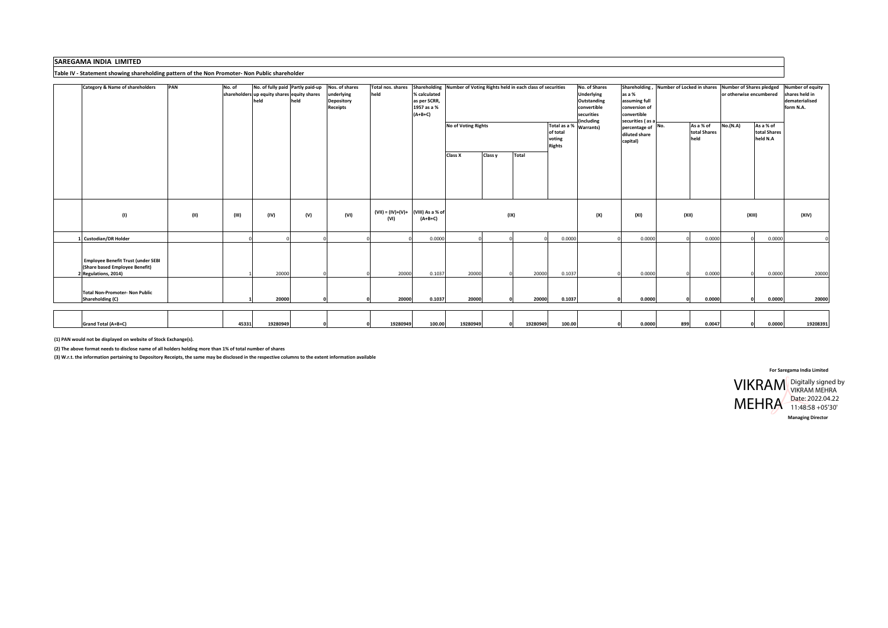# SAREGAMA INDIA LIMITED

**Table IV - Statement showing shareholding pattern of the Non Promoter- Non Public shareholder**

| | Category & Name of shareholders | PAN | No. of shareholders | No. of fully paid up equity shares held | Partly paid-up equity shares held | Nos. of shares underlying Depository Receipts | Total nos. shares held | Shareholding % calculated as per SCRR, 1957 as a % (A+B+C) | Number of Voting Rights held in each class of securities | | | | No. of Shares Underlying Outstanding convertible securities (including Warrants) | Shareholding , as a % assuming full conversion of convertible securities ( as a percentage of diluted share capital) | Number of Locked in shares | | Number of Shares pledged or otherwise encumbered | | Number of equity shares held in dematerialised form N.A. |
|---|---|---|---|---|---|---|---|---|---|---|---|---|---|---|---|---|---|---|---|
| | | | | | | | | | No of Voting Rights | | | Total as a % of total voting Rights | | | No. | As a % of total Shares held | No.(N.A) | As a % of total Shares held N.A | |
| | | | | | | | | | Class X | Class y | Total | | | | | | | | |
| | (I) | (II) | (III) | (IV) | (V) | (VI) | (VII) = (IV)+(V)+ (VI) | (VIII) As a % of (A+B+C) | (IX) | | | | (X) | (XI) | (XII) | | (XIII) | | (XIV) |
| 1 | Custodian/DR Holder | | 0 | 0 | 0 | 0 | 0 | 0.0000 | 0 | 0 | 0 | 0.0000 | 0 | 0.0000 | 0 | 0.0000 | 0 | 0.0000 | 0 |
| 2 | Employee Benefit Trust (under SEBI (Share based Employee Benefit) Regulations, 2014) | | 1 | 20000 | 0 | 0 | 20000 | 0.1037 | 20000 | 0 | 20000 | 0.1037 | 0 | 0.0000 | 0 | 0.0000 | 0 | 0.0000 | 20000 |
| | **Total Non-Promoter- Non Public Shareholding (C)** | | **1** | **20000** | **0** | **0** | **20000** | **0.1037** | **20000** | **0** | **20000** | **0.1037** | **0** | **0.0000** | **0** | **0.0000** | **0** | **0.0000** | **20000** |
| | **Grand Total (A+B+C)** | | **45331** | **19280949** | **0** | **0** | **19280949** | **100.00** | **19280949** | **0** | **19280949** | **100.00** | **0** | **0.0000** | **899** | **0.0047** | **0** | **0.0000** | **19208391** |

**(1) PAN would not be displayed on website of Stock Exchange(s).**

**(2) The above format needs to disclose name of all holders holding more than 1% of total number of shares**

**(3) W.r.t. the information pertaining to Depository Receipts, the same may be disclosed in the respective columns to the extent information available**

**For Saregama India Limited**

VIKRAM MEHRA Digitally signed by VIKRAM MEHRA Date: 2022.04.22 11:48:58 +05'30'

**Managing Director**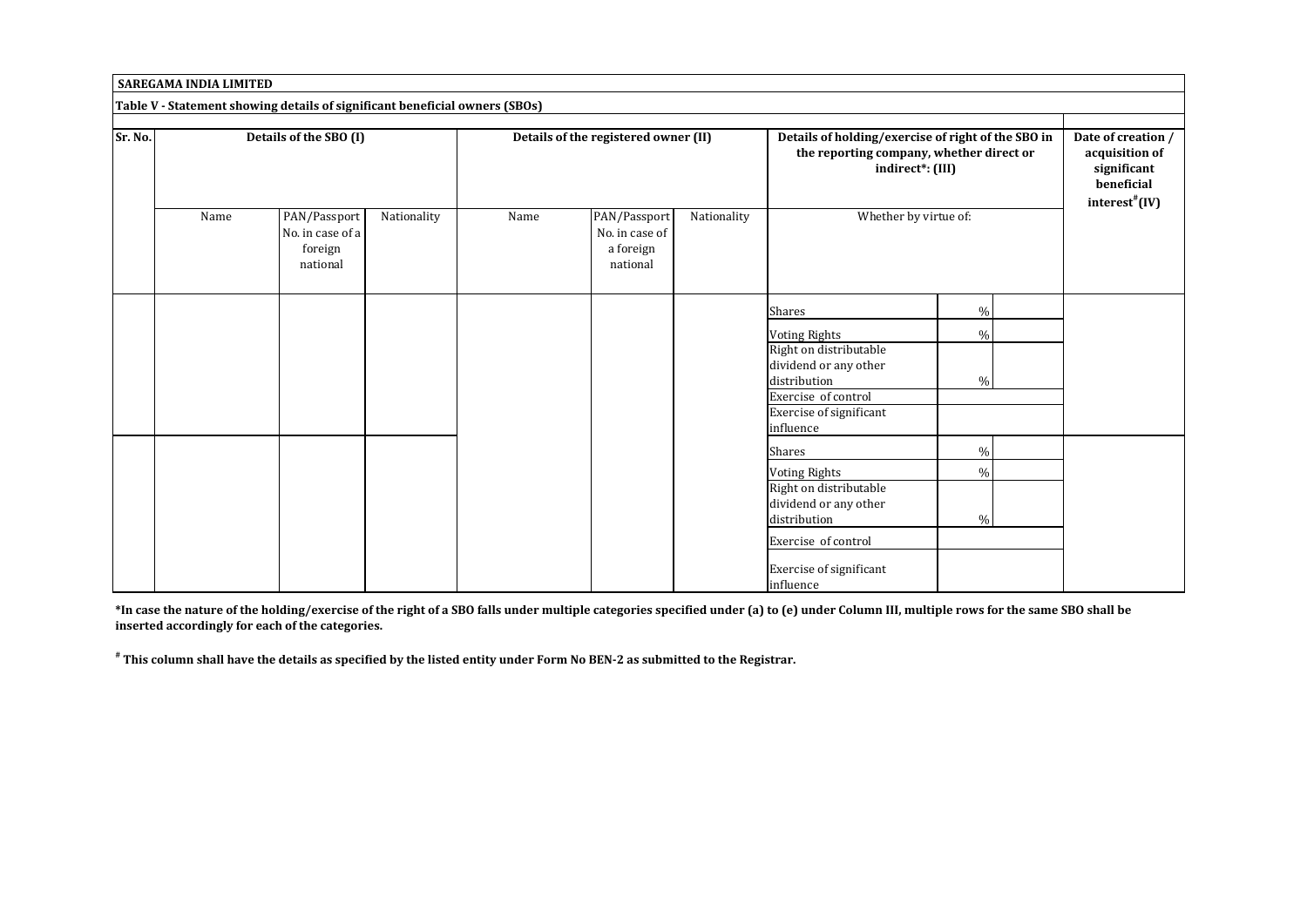**SAREGAMA INDIA LIMITED**

**Table V - Statement showing details of significant beneficial owners (SBOs)**

| Sr. No. | Details of the SBO (I) | | | Details of the registered owner (II) | | | Details of holding/exercise of right of the SBO in the reporting company, whether direct or indirect*: (III) | | | Date of creation / acquisition of significant beneficial interest# (IV) |
|---|---|---|---|---|---|---|---|---|---|---|
| | Name | PAN/Passport No. in case of a foreign national | Nationality | Name | PAN/Passport No. in case of a foreign national | Nationality | Whether by virtue of: | | | |
| | | | | | | | Shares | % | | |
| | | | | | | | Voting Rights | % | | |
| | | | | | | | Right on distributable dividend or any other distribution | % | | |
| | | | | | | | Exercise of control | | | |
| | | | | | | | Exercise of significant influence | | | |
| | | | | | | | Shares | % | | |
| | | | | | | | Voting Rights | % | | |
| | | | | | | | Right on distributable dividend or any other distribution | % | | |
| | | | | | | | Exercise of control | | | |
| | | | | | | | Exercise of significant influence | | | |

**\*In case the nature of the holding/exercise of the right of a SBO falls under multiple categories specified under (a) to (e) under Column III, multiple rows for the same SBO shall be inserted accordingly for each of the categories.**

**# This column shall have the details as specified by the listed entity under Form No BEN-2 as submitted to the Registrar.**